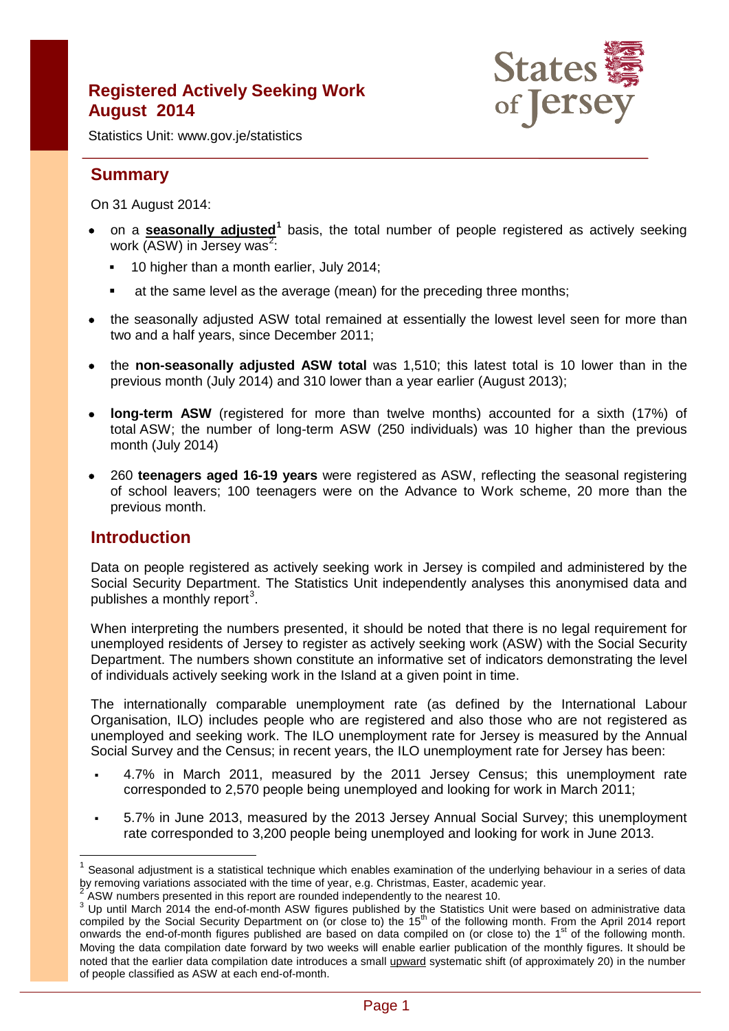# Registered Actively Seeking Work August 2014

Statistics Unit: www.gov.je/statistics

## Summary

On 31 August 2014:

- on a **seasonally adjusted**[1] basis, the total number of people registered as actively seeking work (ASW) in Jersey was[2]:
  - 10 higher than a month earlier, July 2014;
  - at the same level as the average (mean) for the preceding three months;
- the seasonally adjusted ASW total remained at essentially the lowest level seen for more than two and a half years, since December 2011;
- the **non-seasonally adjusted ASW total** was 1,510; this latest total is 10 lower than in the previous month (July 2014) and 310 lower than a year earlier (August 2013);
- **long-term ASW** (registered for more than twelve months) accounted for a sixth (17%) of total ASW; the number of long-term ASW (250 individuals) was 10 higher than the previous month (July 2014)
- 260 **teenagers aged 16-19 years** were registered as ASW, reflecting the seasonal registering of school leavers; 100 teenagers were on the Advance to Work scheme, 20 more than the previous month.

## Introduction

Data on people registered as actively seeking work in Jersey is compiled and administered by the Social Security Department. The Statistics Unit independently analyses this anonymised data and publishes a monthly report[3].

When interpreting the numbers presented, it should be noted that there is no legal requirement for unemployed residents of Jersey to register as actively seeking work (ASW) with the Social Security Department. The numbers shown constitute an informative set of indicators demonstrating the level of individuals actively seeking work in the Island at a given point in time.

The internationally comparable unemployment rate (as defined by the International Labour Organisation, ILO) includes people who are registered and also those who are not registered as unemployed and seeking work. The ILO unemployment rate for Jersey is measured by the Annual Social Survey and the Census; in recent years, the ILO unemployment rate for Jersey has been:

- 4.7% in March 2011, measured by the 2011 Jersey Census; this unemployment rate corresponded to 2,570 people being unemployed and looking for work in March 2011;
- 5.7% in June 2013, measured by the 2013 Jersey Annual Social Survey; this unemployment rate corresponded to 3,200 people being unemployed and looking for work in June 2013.

---

[1] Seasonal adjustment is a statistical technique which enables examination of the underlying behaviour in a series of data by removing variations associated with the time of year, e.g. Christmas, Easter, academic year.

[2] ASW numbers presented in this report are rounded independently to the nearest 10.

[3] Up until March 2014 the end-of-month ASW figures published by the Statistics Unit were based on administrative data compiled by the Social Security Department on (or close to) the 15th of the following month. From the April 2014 report onwards the end-of-month figures published are based on data compiled on (or close to) the 1st of the following month. Moving the data compilation date forward by two weeks will enable earlier publication of the monthly figures. It should be noted that the earlier data compilation date introduces a small upward systematic shift (of approximately 20) in the number of people classified as ASW at each end-of-month.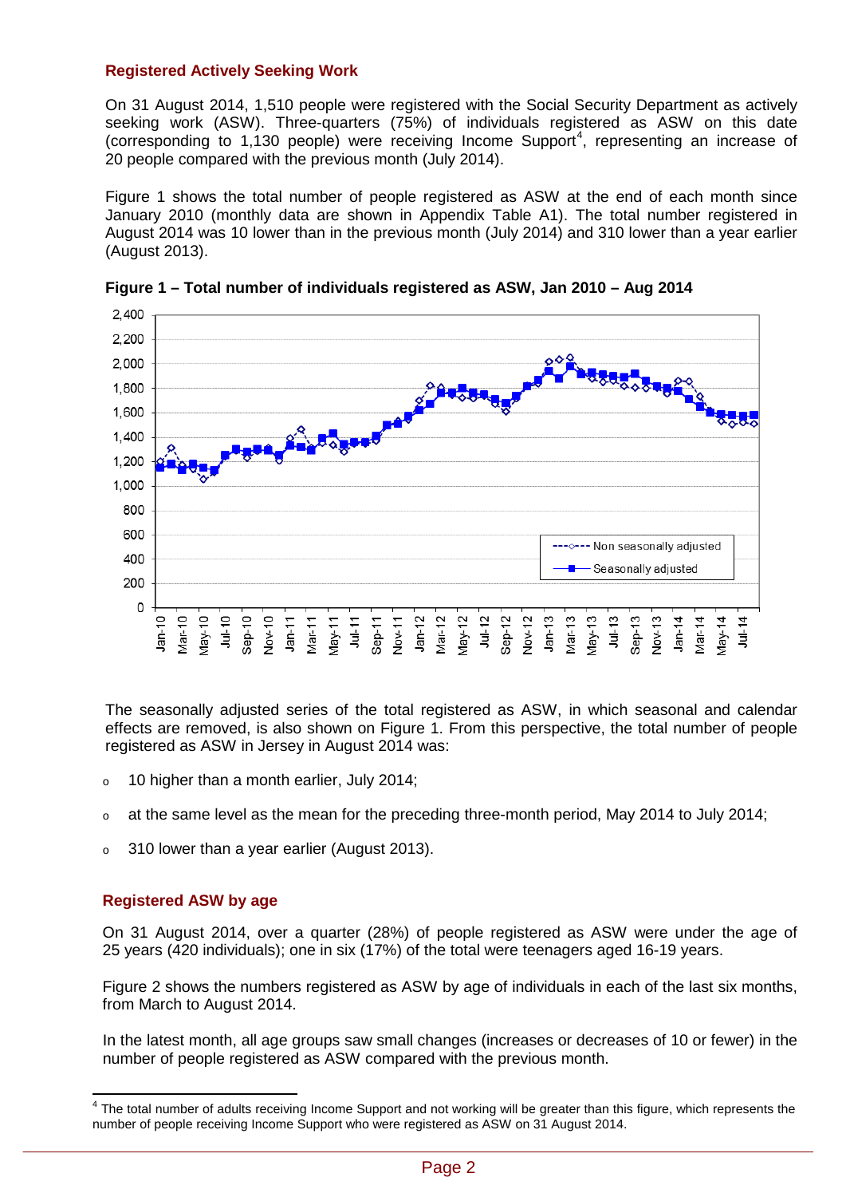## Registered Actively Seeking Work

On 31 August 2014, 1,510 people were registered with the Social Security Department as actively seeking work (ASW). Three-quarters (75%) of individuals registered as ASW on this date (corresponding to 1,130 people) were receiving Income Support[4], representing an increase of 20 people compared with the previous month (July 2014).

Figure 1 shows the total number of people registered as ASW at the end of each month since January 2010 (monthly data are shown in Appendix Table A1). The total number registered in August 2014 was 10 lower than in the previous month (July 2014) and 310 lower than a year earlier (August 2013).

**Figure 1 – Total number of individuals registered as ASW, Jan 2010 – Aug 2014**

The seasonally adjusted series of the total registered as ASW, in which seasonal and calendar effects are removed, is also shown on Figure 1. From this perspective, the total number of people registered as ASW in Jersey in August 2014 was:

- 10 higher than a month earlier, July 2014;
- at the same level as the mean for the preceding three-month period, May 2014 to July 2014;
- 310 lower than a year earlier (August 2013).

## Registered ASW by age

On 31 August 2014, over a quarter (28%) of people registered as ASW were under the age of 25 years (420 individuals); one in six (17%) of the total were teenagers aged 16-19 years.

Figure 2 shows the numbers registered as ASW by age of individuals in each of the last six months, from March to August 2014.

In the latest month, all age groups saw small changes (increases or decreases of 10 or fewer) in the number of people registered as ASW compared with the previous month.

[4] The total number of adults receiving Income Support and not working will be greater than this figure, which represents the number of people receiving Income Support who were registered as ASW on 31 August 2014.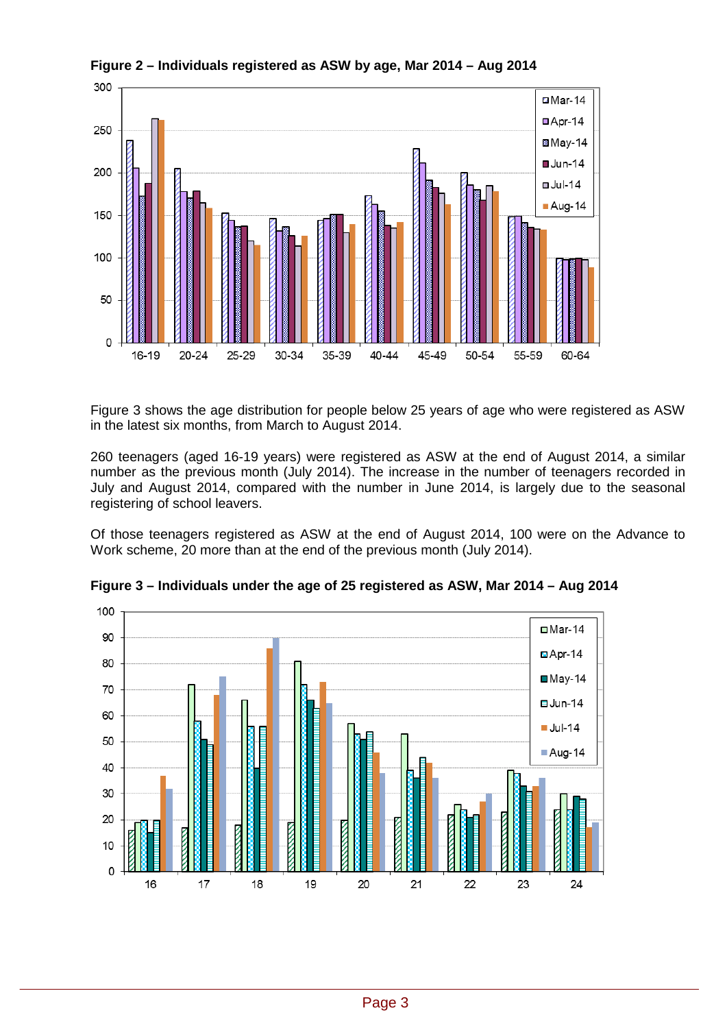**Figure 2 – Individuals registered as ASW by age, Mar 2014 – Aug 2014**

Figure 3 shows the age distribution for people below 25 years of age who were registered as ASW in the latest six months, from March to August 2014.

260 teenagers (aged 16-19 years) were registered as ASW at the end of August 2014, a similar number as the previous month (July 2014). The increase in the number of teenagers recorded in July and August 2014, compared with the number in June 2014, is largely due to the seasonal registering of school leavers.

Of those teenagers registered as ASW at the end of August 2014, 100 were on the Advance to Work scheme, 20 more than at the end of the previous month (July 2014).

**Figure 3 – Individuals under the age of 25 registered as ASW, Mar 2014 – Aug 2014**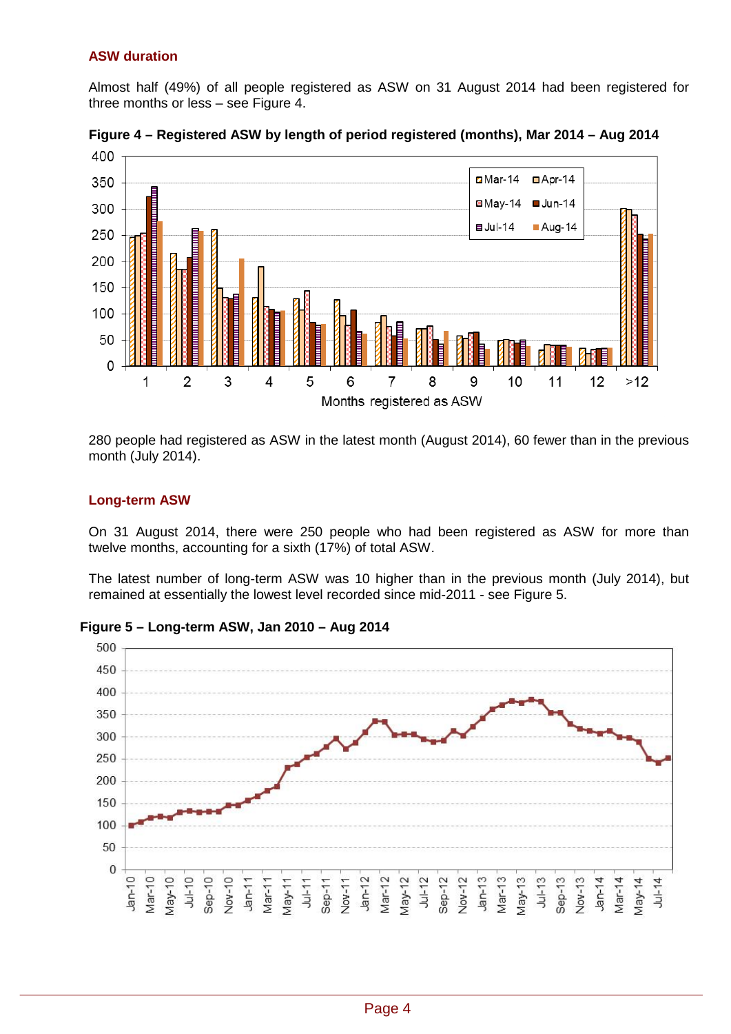### ASW duration

Almost half (49%) of all people registered as ASW on 31 August 2014 had been registered for three months or less – see Figure 4.

**Figure 4 – Registered ASW by length of period registered (months), Mar 2014 – Aug 2014**

280 people had registered as ASW in the latest month (August 2014), 60 fewer than in the previous month (July 2014).

### Long-term ASW

On 31 August 2014, there were 250 people who had been registered as ASW for more than twelve months, accounting for a sixth (17%) of total ASW.

The latest number of long-term ASW was 10 higher than in the previous month (July 2014), but remained at essentially the lowest level recorded since mid-2011 - see Figure 5.

**Figure 5 – Long-term ASW, Jan 2010 – Aug 2014**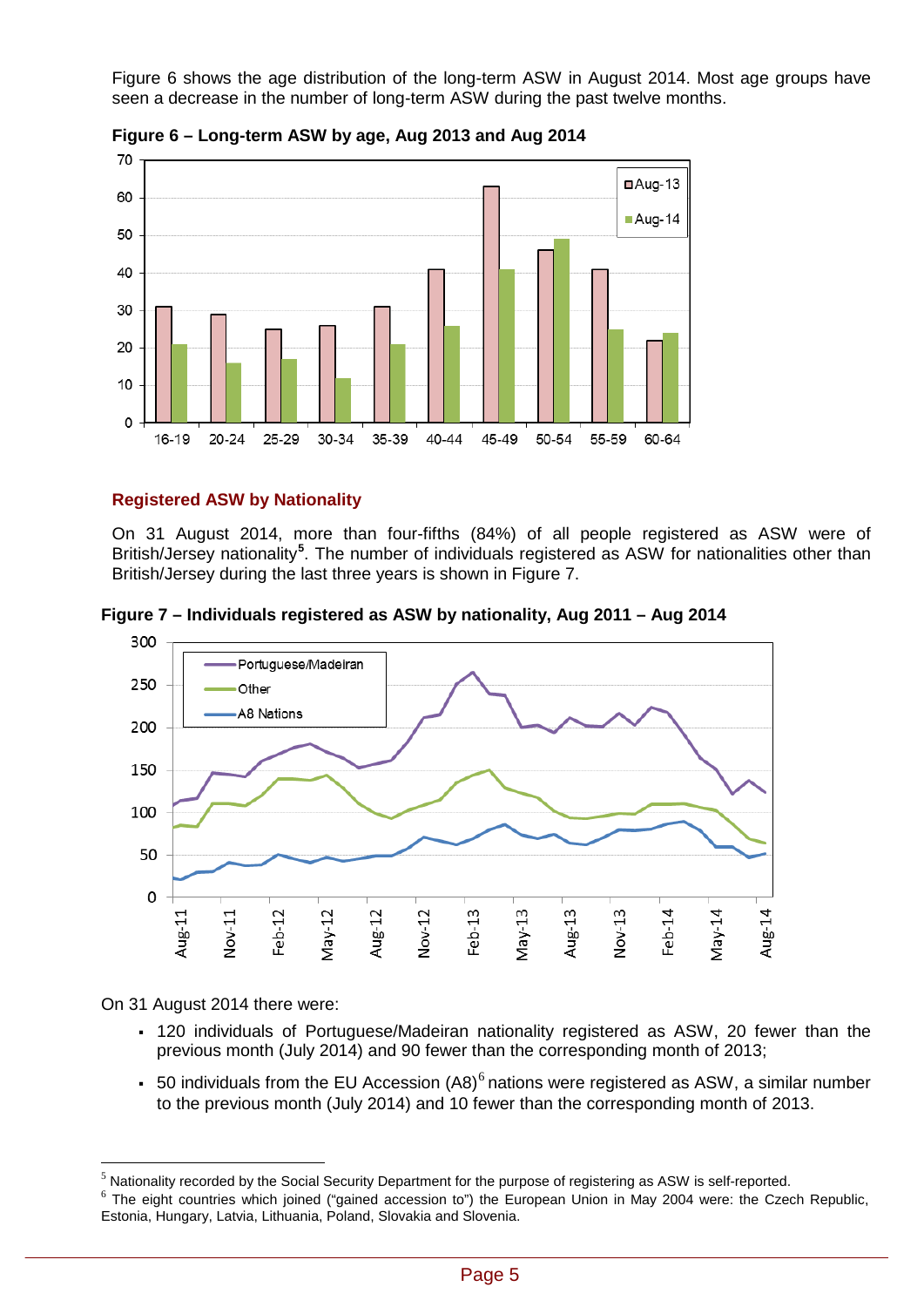Figure 6 shows the age distribution of the long-term ASW in August 2014. Most age groups have seen a decrease in the number of long-term ASW during the past twelve months.

**Figure 6 – Long-term ASW by age, Aug 2013 and Aug 2014**

### Registered ASW by Nationality

On 31 August 2014, more than four-fifths (84%) of all people registered as ASW were of British/Jersey nationality[5]. The number of individuals registered as ASW for nationalities other than British/Jersey during the last three years is shown in Figure 7.

**Figure 7 – Individuals registered as ASW by nationality, Aug 2011 – Aug 2014**

On 31 August 2014 there were:

- 120 individuals of Portuguese/Madeiran nationality registered as ASW, 20 fewer than the previous month (July 2014) and 90 fewer than the corresponding month of 2013;
- 50 individuals from the EU Accession (A8)[6] nations were registered as ASW, a similar number to the previous month (July 2014) and 10 fewer than the corresponding month of 2013.

[5] Nationality recorded by the Social Security Department for the purpose of registering as ASW is self-reported.

[6] The eight countries which joined ("gained accession to") the European Union in May 2004 were: the Czech Republic, Estonia, Hungary, Latvia, Lithuania, Poland, Slovakia and Slovenia.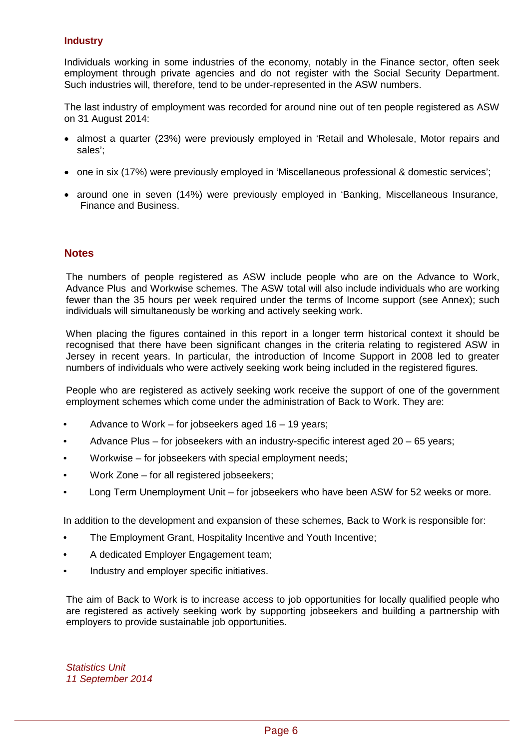### Industry

Individuals working in some industries of the economy, notably in the Finance sector, often seek employment through private agencies and do not register with the Social Security Department. Such industries will, therefore, tend to be under-represented in the ASW numbers.

The last industry of employment was recorded for around nine out of ten people registered as ASW on 31 August 2014:

- almost a quarter (23%) were previously employed in 'Retail and Wholesale, Motor repairs and sales';
- one in six (17%) were previously employed in 'Miscellaneous professional & domestic services';
- around one in seven (14%) were previously employed in 'Banking, Miscellaneous Insurance, Finance and Business.

## Notes

The numbers of people registered as ASW include people who are on the Advance to Work, Advance Plus and Workwise schemes. The ASW total will also include individuals who are working fewer than the 35 hours per week required under the terms of Income support (see Annex); such individuals will simultaneously be working and actively seeking work.

When placing the figures contained in this report in a longer term historical context it should be recognised that there have been significant changes in the criteria relating to registered ASW in Jersey in recent years. In particular, the introduction of Income Support in 2008 led to greater numbers of individuals who were actively seeking work being included in the registered figures.

People who are registered as actively seeking work receive the support of one of the government employment schemes which come under the administration of Back to Work. They are:

- Advance to Work – for jobseekers aged 16 – 19 years;
- Advance Plus – for jobseekers with an industry-specific interest aged 20 – 65 years;
- Workwise – for jobseekers with special employment needs;
- Work Zone – for all registered jobseekers;
- Long Term Unemployment Unit – for jobseekers who have been ASW for 52 weeks or more.

In addition to the development and expansion of these schemes, Back to Work is responsible for:

- The Employment Grant, Hospitality Incentive and Youth Incentive;
- A dedicated Employer Engagement team;
- Industry and employer specific initiatives.

The aim of Back to Work is to increase access to job opportunities for locally qualified people who are registered as actively seeking work by supporting jobseekers and building a partnership with employers to provide sustainable job opportunities.

*Statistics Unit*
*11 September 2014*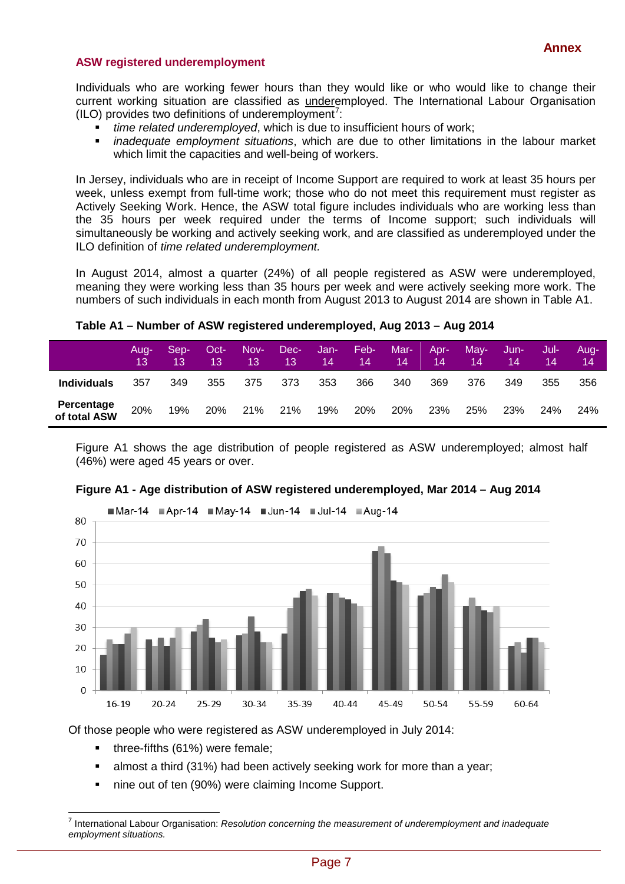## ASW registered underemployment

Individuals who are working fewer hours than they would like or who would like to change their current working situation are classified as underemployed. The International Labour Organisation (ILO) provides two definitions of underemployment[7]:

- *time related underemployed*, which is due to insufficient hours of work;
- *inadequate employment situations*, which are due to other limitations in the labour market which limit the capacities and well-being of workers.

In Jersey, individuals who are in receipt of Income Support are required to work at least 35 hours per week, unless exempt from full-time work; those who do not meet this requirement must register as Actively Seeking Work. Hence, the ASW total figure includes individuals who are working less than the 35 hours per week required under the terms of Income support; such individuals will simultaneously be working and actively seeking work, and are classified as underemployed under the ILO definition of *time related underemployment.*

In August 2014, almost a quarter (24%) of all people registered as ASW were underemployed, meaning they were working less than 35 hours per week and were actively seeking more work. The numbers of such individuals in each month from August 2013 to August 2014 are shown in Table A1.

**Table A1 – Number of ASW registered underemployed, Aug 2013 – Aug 2014**

| | Aug-13 | Sep-13 | Oct-13 | Nov-13 | Dec-13 | Jan-14 | Feb-14 | Mar-14 | Apr-14 | May-14 | Jun-14 | Jul-14 | Aug-14 |
|---|---|---|---|---|---|---|---|---|---|---|---|---|---|
| **Individuals** | 357 | 349 | 355 | 375 | 373 | 353 | 366 | 340 | 369 | 376 | 349 | 355 | 356 |
| **Percentage of total ASW** | 20% | 19% | 20% | 21% | 21% | 19% | 20% | 20% | 23% | 25% | 23% | 24% | 24% |

Figure A1 shows the age distribution of people registered as ASW underemployed; almost half (46%) were aged 45 years or over.

**Figure A1 - Age distribution of ASW registered underemployed, Mar 2014 – Aug 2014**

Of those people who were registered as ASW underemployed in July 2014:

- three-fifths (61%) were female;
- almost a third (31%) had been actively seeking work for more than a year;
- nine out of ten (90%) were claiming Income Support.

[7] International Labour Organisation: *Resolution concerning the measurement of underemployment and inadequate employment situations.*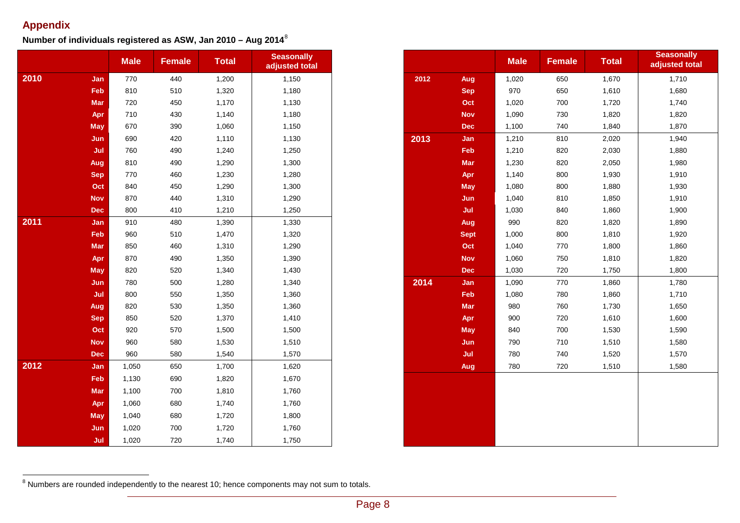## Appendix

**Number of individuals registered as ASW, Jan 2010 – Aug 2014**[8]

| Year | Month | Male | Female | Total | Seasonally adjusted total |
|---|---|---|---|---|---|
| 2010 | Jan | 770 | 440 | 1,200 | 1,150 |
| | Feb | 810 | 510 | 1,320 | 1,180 |
| | Mar | 720 | 450 | 1,170 | 1,130 |
| | Apr | 710 | 430 | 1,140 | 1,180 |
| | May | 670 | 390 | 1,060 | 1,150 |
| | Jun | 690 | 420 | 1,110 | 1,130 |
| | Jul | 760 | 490 | 1,240 | 1,250 |
| | Aug | 810 | 490 | 1,290 | 1,300 |
| | Sep | 770 | 460 | 1,230 | 1,280 |
| | Oct | 840 | 450 | 1,290 | 1,300 |
| | Nov | 870 | 440 | 1,310 | 1,290 |
| | Dec | 800 | 410 | 1,210 | 1,250 |
| 2011 | Jan | 910 | 480 | 1,390 | 1,330 |
| | Feb | 960 | 510 | 1,470 | 1,320 |
| | Mar | 850 | 460 | 1,310 | 1,290 |
| | Apr | 870 | 490 | 1,350 | 1,390 |
| | May | 820 | 520 | 1,340 | 1,430 |
| | Jun | 780 | 500 | 1,280 | 1,340 |
| | Jul | 800 | 550 | 1,350 | 1,360 |
| | Aug | 820 | 530 | 1,350 | 1,360 |
| | Sep | 850 | 520 | 1,370 | 1,410 |
| | Oct | 920 | 570 | 1,500 | 1,500 |
| | Nov | 960 | 580 | 1,530 | 1,510 |
| | Dec | 960 | 580 | 1,540 | 1,570 |
| 2012 | Jan | 1,050 | 650 | 1,700 | 1,620 |
| | Feb | 1,130 | 690 | 1,820 | 1,670 |
| | Mar | 1,100 | 700 | 1,810 | 1,760 |
| | Apr | 1,060 | 680 | 1,740 | 1,760 |
| | May | 1,040 | 680 | 1,720 | 1,800 |
| | Jun | 1,020 | 700 | 1,720 | 1,760 |
| | Jul | 1,020 | 720 | 1,740 | 1,750 |
| 2012 | Aug | 1,020 | 650 | 1,670 | 1,710 |
| | Sep | 970 | 650 | 1,610 | 1,680 |
| | Oct | 1,020 | 700 | 1,720 | 1,740 |
| | Nov | 1,090 | 730 | 1,820 | 1,820 |
| | Dec | 1,100 | 740 | 1,840 | 1,870 |
| 2013 | Jan | 1,210 | 810 | 2,020 | 1,940 |
| | Feb | 1,210 | 820 | 2,030 | 1,880 |
| | Mar | 1,230 | 820 | 2,050 | 1,980 |
| | Apr | 1,140 | 800 | 1,930 | 1,910 |
| | May | 1,080 | 800 | 1,880 | 1,930 |
| | Jun | 1,040 | 810 | 1,850 | 1,910 |
| | Jul | 1,030 | 840 | 1,860 | 1,900 |
| | Aug | 990 | 820 | 1,820 | 1,890 |
| | Sept | 1,000 | 800 | 1,810 | 1,920 |
| | Oct | 1,040 | 770 | 1,800 | 1,860 |
| | Nov | 1,060 | 750 | 1,810 | 1,820 |
| | Dec | 1,030 | 720 | 1,750 | 1,800 |
| 2014 | Jan | 1,090 | 770 | 1,860 | 1,780 |
| | Feb | 1,080 | 780 | 1,860 | 1,710 |
| | Mar | 980 | 760 | 1,730 | 1,650 |
| | Apr | 900 | 720 | 1,610 | 1,600 |
| | May | 840 | 700 | 1,530 | 1,590 |
| | Jun | 790 | 710 | 1,510 | 1,580 |
| | Jul | 780 | 740 | 1,520 | 1,570 |
| | Aug | 780 | 720 | 1,510 | 1,580 |

[8] Numbers are rounded independently to the nearest 10; hence components may not sum to totals.